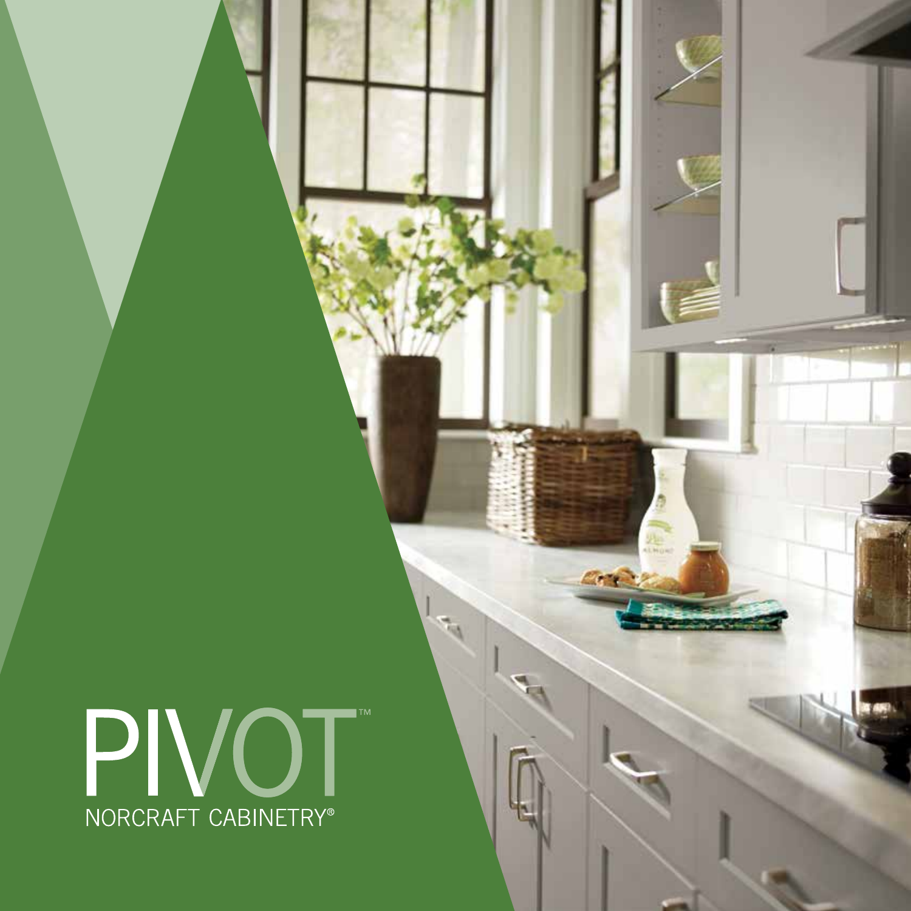# PIVOT™

NORCRAFT CABINETRY®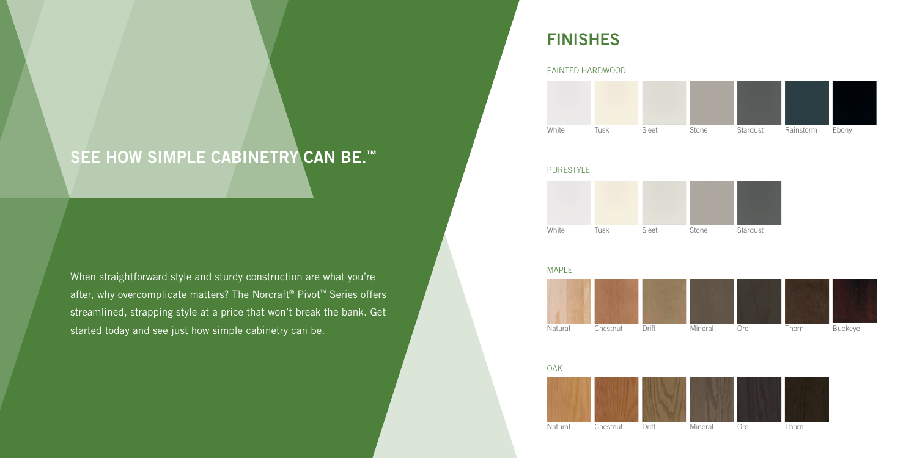## SEE HOW SIMPLE CABINETRY CAN BE.™

When straightforward style and sturdy construction are what you're after, why overcomplicate matters? The Norcraft® Pivot™ Series offers streamlined, strapping style at a price that won't break the bank. Get started today and see just how simple cabinetry can be.

# FINISHES

### PAINTED HARDWOOD

White, Tusk, Sleet, Stone, Stardust, Rainstorm, Ebony

### PURESTYLE

White, Tusk, Sleet, Stone, Stardust

### MAPLE

Natural, Chestnut, Drift, Mineral, Ore, Thorn, Buckeye

### OAK

Natural, Chestnut, Drift, Mineral, Ore, Thorn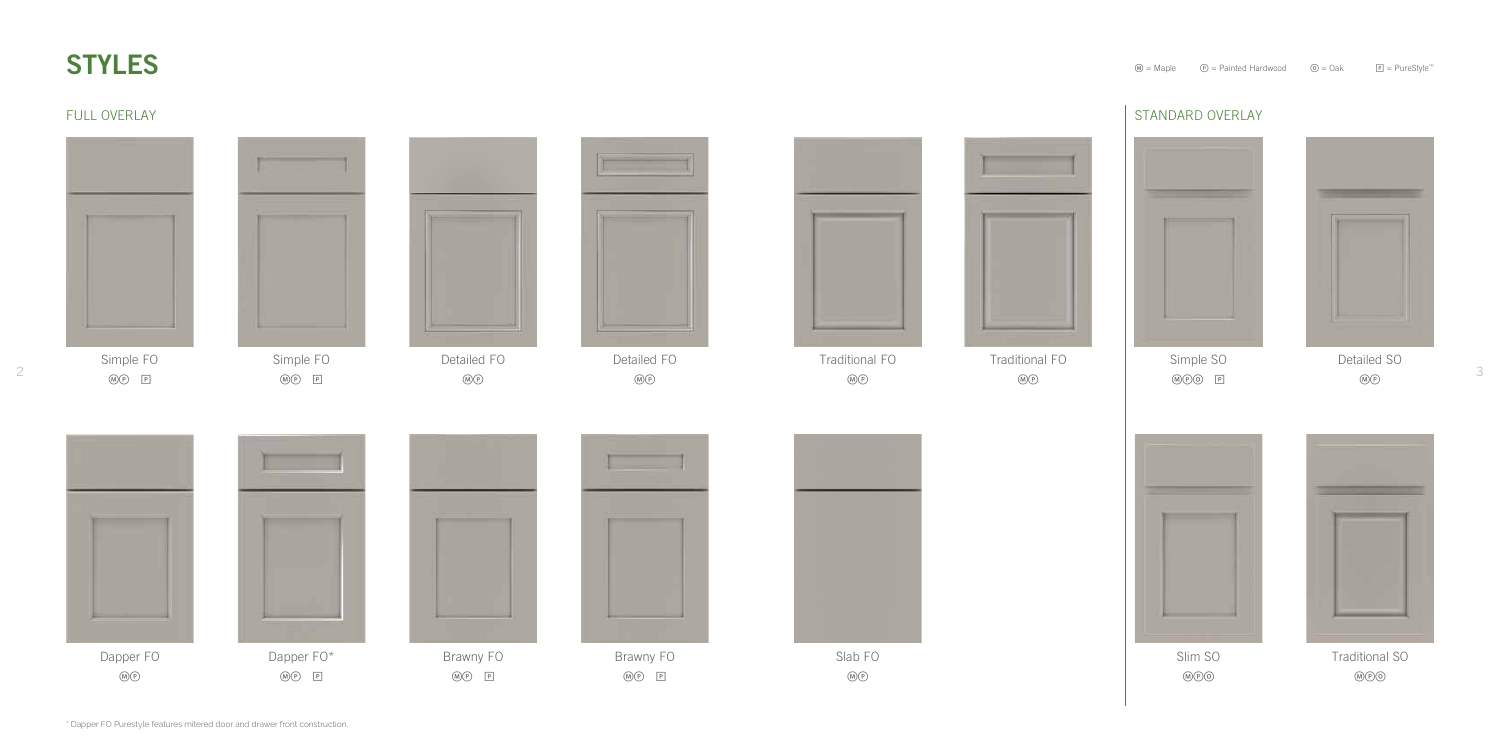# STYLES

Ⓜ = Maple Ⓟ = Painted Hardwood Ⓞ = Oak 🄿 = PureStyle™

## FULL OVERLAY

Simple FO
ⓂⓅ 🄿

Simple FO
ⓂⓅ 🄿

Detailed FO
ⓂⓅ

Detailed FO
ⓂⓅ

Traditional FO
ⓂⓅ

Traditional FO
ⓂⓅ

Dapper FO
ⓂⓅ

Dapper FO*
ⓂⓅ 🄿

Brawny FO
ⓂⓅ 🄿

Brawny FO
ⓂⓅ 🄿

Slab FO
ⓂⓅ

## STANDARD OVERLAY

Simple SO
ⓂⓅⓄ 🄿

Detailed SO
ⓂⓅ

Slim SO
ⓂⓅⓄ

Traditional SO
ⓂⓅⓄ

* Dapper FO Purestyle features mitered door and drawer front construction.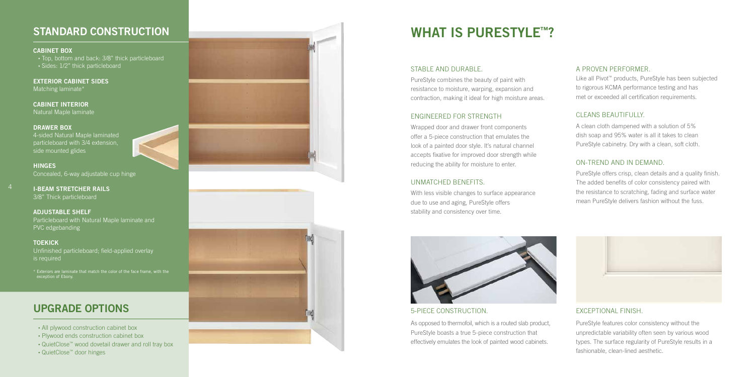## STANDARD CONSTRUCTION

**CABINET BOX**
- Top, bottom and back: 3/8" thick particleboard
- Sides: 1/2" thick particleboard

**EXTERIOR CABINET SIDES**
Matching laminate*

**CABINET INTERIOR**
Natural Maple laminate

**DRAWER BOX**
4-sided Natural Maple laminated particleboard with 3/4 extension, side mounted glides

**HINGES**
Concealed, 6-way adjustable cup hinge

**I-BEAM STRETCHER RAILS**
3/8" Thick particleboard

**ADJUSTABLE SHELF**
Particleboard with Natural Maple laminate and PVC edgebanding

**TOEKICK**
Unfinished particleboard; field-applied overlay is required

\* Exteriors are laminate that match the color of the face frame, with the exception of Ebony.

## UPGRADE OPTIONS

- All plywood construction cabinet box
- Plywood ends construction cabinet box
- QuietClose™ wood dovetail drawer and roll tray box
- QuietClose™ door hinges

# WHAT IS PURESTYLE™?

### STABLE AND DURABLE.

PureStyle combines the beauty of paint with resistance to moisture, warping, expansion and contraction, making it ideal for high moisture areas.

### ENGINEERED FOR STRENGTH

Wrapped door and drawer front components offer a 5-piece construction that emulates the look of a painted door style. It's natural channel accepts fixative for improved door strength while reducing the ability for moisture to enter.

### UNMATCHED BENEFITS.

With less visible changes to surface appearance due to use and aging, PureStyle offers stability and consistency over time.

### A PROVEN PERFORMER.

Like all Pivot™ products, PureStyle has been subjected to rigorous KCMA performance testing and has met or exceeded all certification requirements.

### CLEANS BEAUTIFULLY.

A clean cloth dampened with a solution of 5% dish soap and 95% water is all it takes to clean PureStyle cabinetry. Dry with a clean, soft cloth.

### ON-TREND AND IN DEMAND.

PureStyle offers crisp, clean details and a quality finish. The added benefits of color consistency paired with the resistance to scratching, fading and surface water mean PureStyle delivers fashion without the fuss.

### 5-PIECE CONSTRUCTION.

As opposed to thermofoil, which is a routed slab product, PureStyle boasts a true 5-piece construction that effectively emulates the look of painted wood cabinets.

### EXCEPTIONAL FINISH.

PureStyle features color consistency without the unpredictable variability often seen by various wood types. The surface regularity of PureStyle results in a fashionable, clean-lined aesthetic.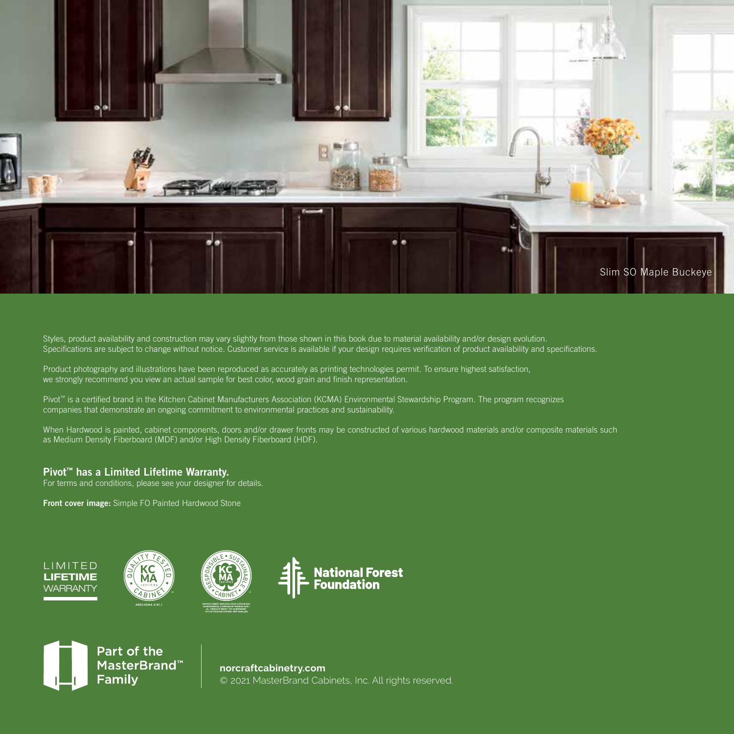Slim SO Maple Buckeye

Styles, product availability and construction may vary slightly from those shown in this book due to material availability and/or design evolution. Specifications are subject to change without notice. Customer service is available if your design requires verification of product availability and specifications.

Product photography and illustrations have been reproduced as accurately as printing technologies permit. To ensure highest satisfaction, we strongly recommend you view an actual sample for best color, wood grain and finish representation.

Pivot™ is a certified brand in the Kitchen Cabinet Manufacturers Association (KCMA) Environmental Stewardship Program. The program recognizes companies that demonstrate an ongoing commitment to environmental practices and sustainability.

When Hardwood is painted, cabinet components, doors and/or drawer fronts may be constructed of various hardwood materials and/or composite materials such as Medium Density Fiberboard (MDF) and/or High Density Fiberboard (HDF).

**Pivot™ has a Limited Lifetime Warranty.**
For terms and conditions, please see your designer for details.

**Front cover image:** Simple FO Painted Hardwood Stone

LIMITED **LIFETIME** WARRANTY

QUALITY TESTED KCMA CERTIFIED CABINET
ANSI/KCMA A161.1

RESPONSIBLE • SUSTAINABLE KCMA CERTIFIED CABINET

National Forest Foundation

Part of the MasterBrand™ Family

**norcraftcabinetry.com**
© 2021 MasterBrand Cabinets, Inc. All rights reserved.